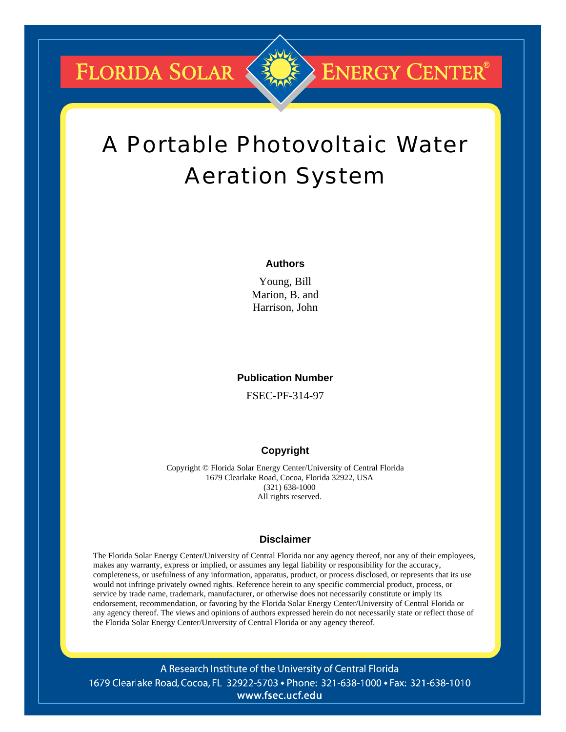FLORIDA SOLAR ENERGY CENTER®

# A Portable Photovoltaic Water Aeration System

**Authors**

Young, Bill
Marion, B. and
Harrison, John

**Publication Number**

FSEC-PF-314-97

**Copyright**

Copyright © Florida Solar Energy Center/University of Central Florida
1679 Clearlake Road, Cocoa, Florida 32922, USA
(321) 638-1000
All rights reserved.

**Disclaimer**

The Florida Solar Energy Center/University of Central Florida nor any agency thereof, nor any of their employees, makes any warranty, express or implied, or assumes any legal liability or responsibility for the accuracy, completeness, or usefulness of any information, apparatus, product, or process disclosed, or represents that its use would not infringe privately owned rights. Reference herein to any specific commercial product, process, or service by trade name, trademark, manufacturer, or otherwise does not necessarily constitute or imply its endorsement, recommendation, or favoring by the Florida Solar Energy Center/University of Central Florida or any agency thereof. The views and opinions of authors expressed herein do not necessarily state or reflect those of the Florida Solar Energy Center/University of Central Florida or any agency thereof.

A Research Institute of the University of Central Florida
1679 Clearlake Road, Cocoa, FL 32922-5703 • Phone: 321-638-1000 • Fax: 321-638-1010
www.fsec.ucf.edu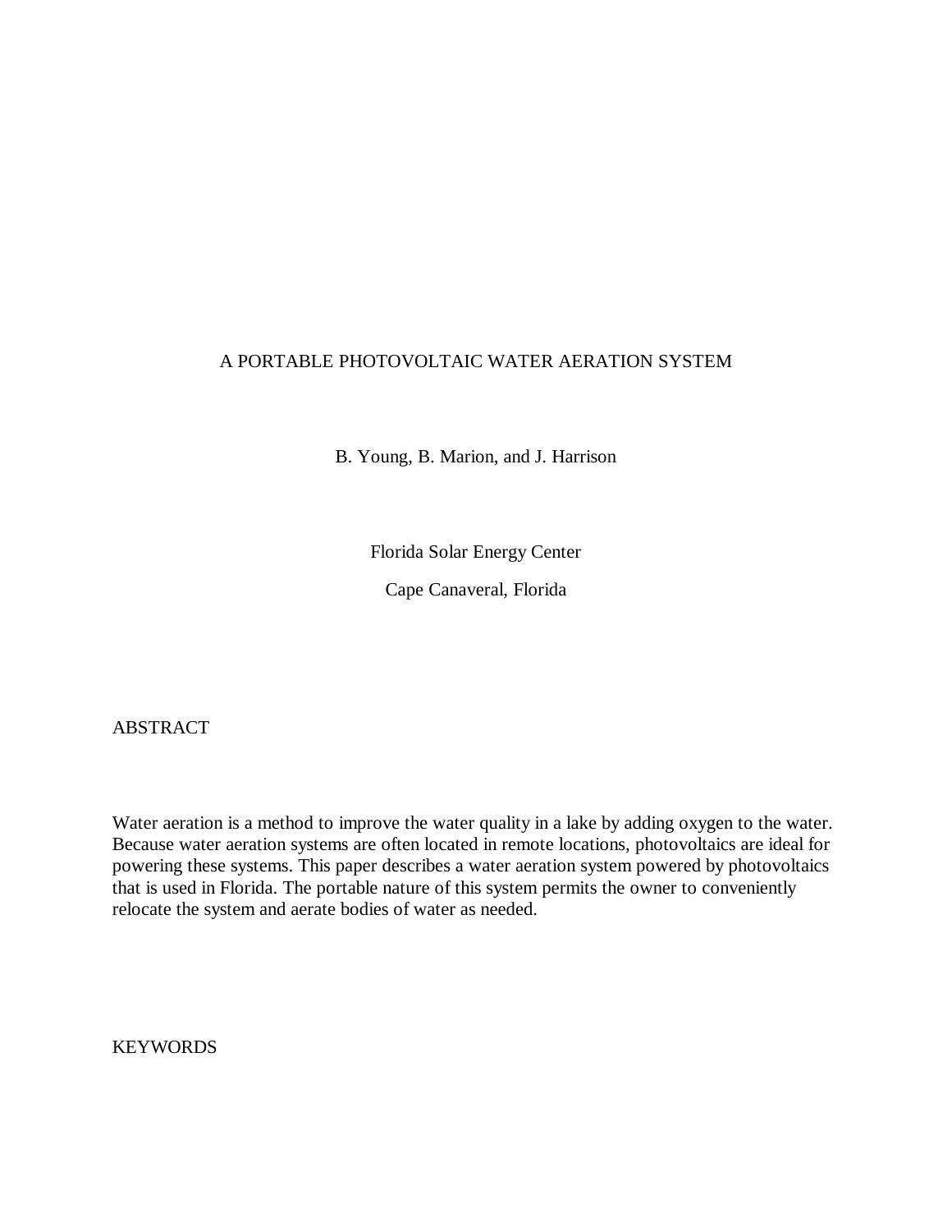# A PORTABLE PHOTOVOLTAIC WATER AERATION SYSTEM

B. Young, B. Marion, and J. Harrison

Florida Solar Energy Center

Cape Canaveral, Florida

## ABSTRACT

Water aeration is a method to improve the water quality in a lake by adding oxygen to the water. Because water aeration systems are often located in remote locations, photovoltaics are ideal for powering these systems. This paper describes a water aeration system powered by photovoltaics that is used in Florida. The portable nature of this system permits the owner to conveniently relocate the system and aerate bodies of water as needed.

## KEYWORDS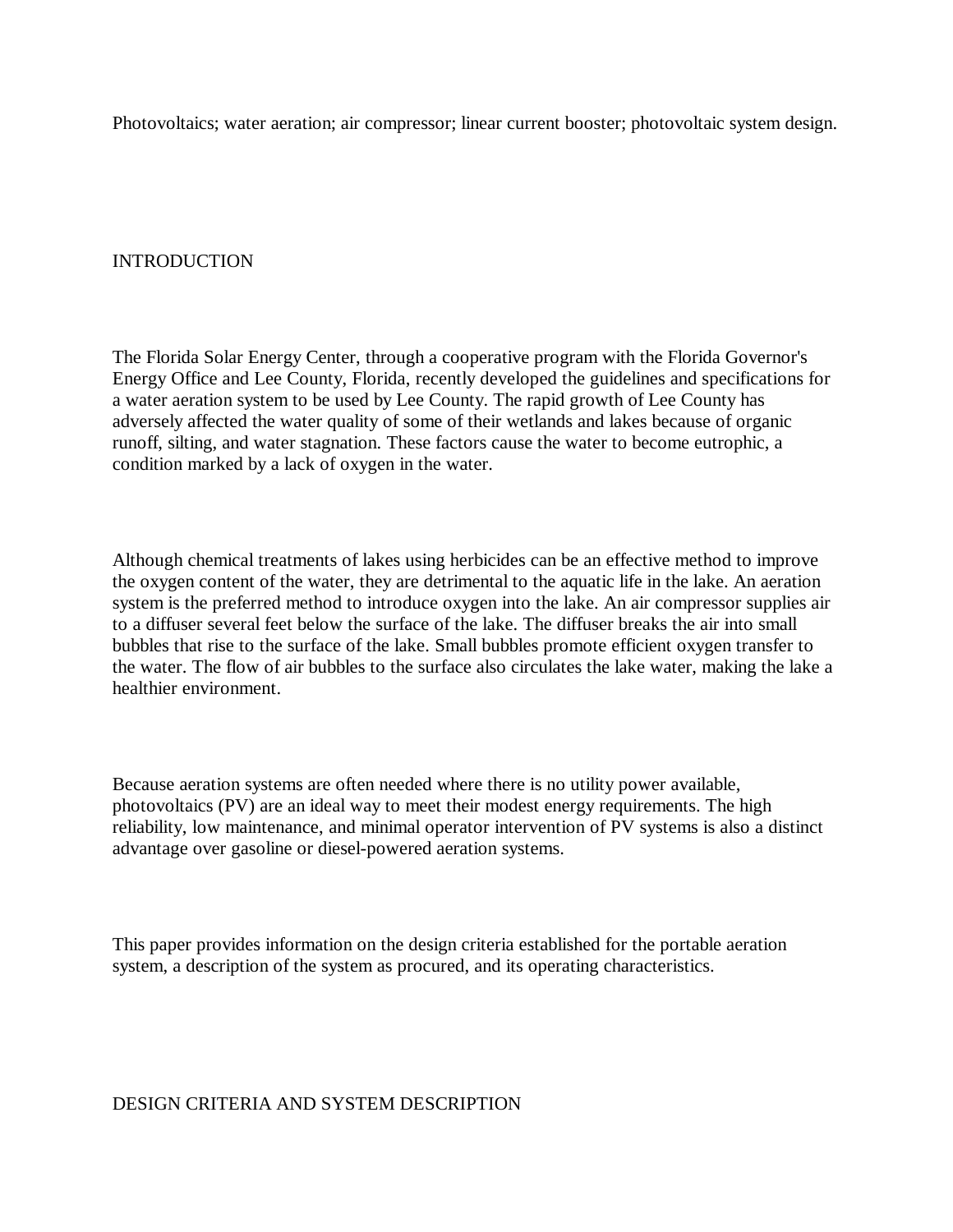Photovoltaics; water aeration; air compressor; linear current booster; photovoltaic system design.

## INTRODUCTION

The Florida Solar Energy Center, through a cooperative program with the Florida Governor's Energy Office and Lee County, Florida, recently developed the guidelines and specifications for a water aeration system to be used by Lee County. The rapid growth of Lee County has adversely affected the water quality of some of their wetlands and lakes because of organic runoff, silting, and water stagnation. These factors cause the water to become eutrophic, a condition marked by a lack of oxygen in the water.

Although chemical treatments of lakes using herbicides can be an effective method to improve the oxygen content of the water, they are detrimental to the aquatic life in the lake. An aeration system is the preferred method to introduce oxygen into the lake. An air compressor supplies air to a diffuser several feet below the surface of the lake. The diffuser breaks the air into small bubbles that rise to the surface of the lake. Small bubbles promote efficient oxygen transfer to the water. The flow of air bubbles to the surface also circulates the lake water, making the lake a healthier environment.

Because aeration systems are often needed where there is no utility power available, photovoltaics (PV) are an ideal way to meet their modest energy requirements. The high reliability, low maintenance, and minimal operator intervention of PV systems is also a distinct advantage over gasoline or diesel-powered aeration systems.

This paper provides information on the design criteria established for the portable aeration system, a description of the system as procured, and its operating characteristics.

## DESIGN CRITERIA AND SYSTEM DESCRIPTION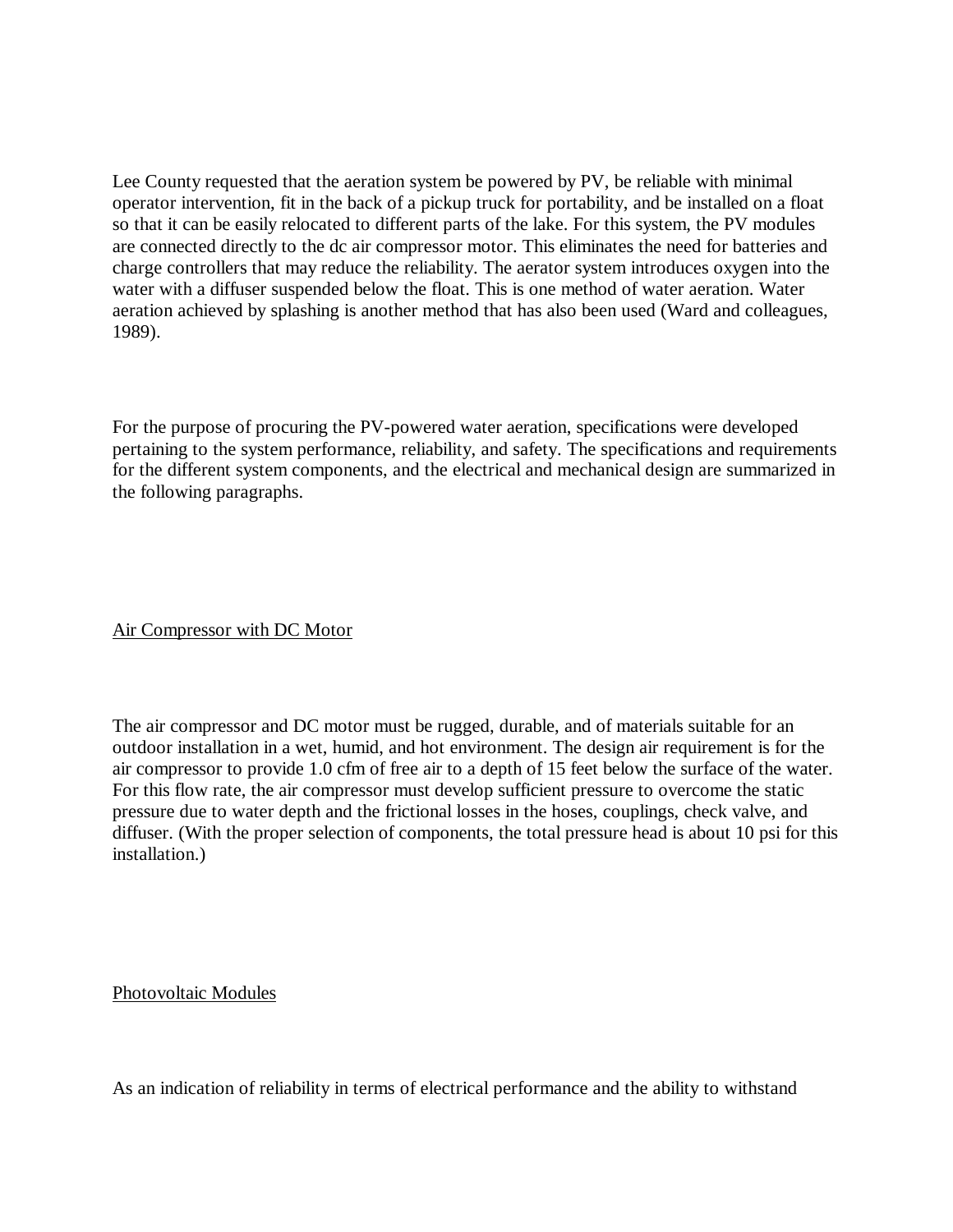Lee County requested that the aeration system be powered by PV, be reliable with minimal operator intervention, fit in the back of a pickup truck for portability, and be installed on a float so that it can be easily relocated to different parts of the lake. For this system, the PV modules are connected directly to the dc air compressor motor. This eliminates the need for batteries and charge controllers that may reduce the reliability. The aerator system introduces oxygen into the water with a diffuser suspended below the float. This is one method of water aeration. Water aeration achieved by splashing is another method that has also been used (Ward and colleagues, 1989).

For the purpose of procuring the PV-powered water aeration, specifications were developed pertaining to the system performance, reliability, and safety. The specifications and requirements for the different system components, and the electrical and mechanical design are summarized in the following paragraphs.

## Air Compressor with DC Motor

The air compressor and DC motor must be rugged, durable, and of materials suitable for an outdoor installation in a wet, humid, and hot environment. The design air requirement is for the air compressor to provide 1.0 cfm of free air to a depth of 15 feet below the surface of the water. For this flow rate, the air compressor must develop sufficient pressure to overcome the static pressure due to water depth and the frictional losses in the hoses, couplings, check valve, and diffuser. (With the proper selection of components, the total pressure head is about 10 psi for this installation.)

## Photovoltaic Modules

As an indication of reliability in terms of electrical performance and the ability to withstand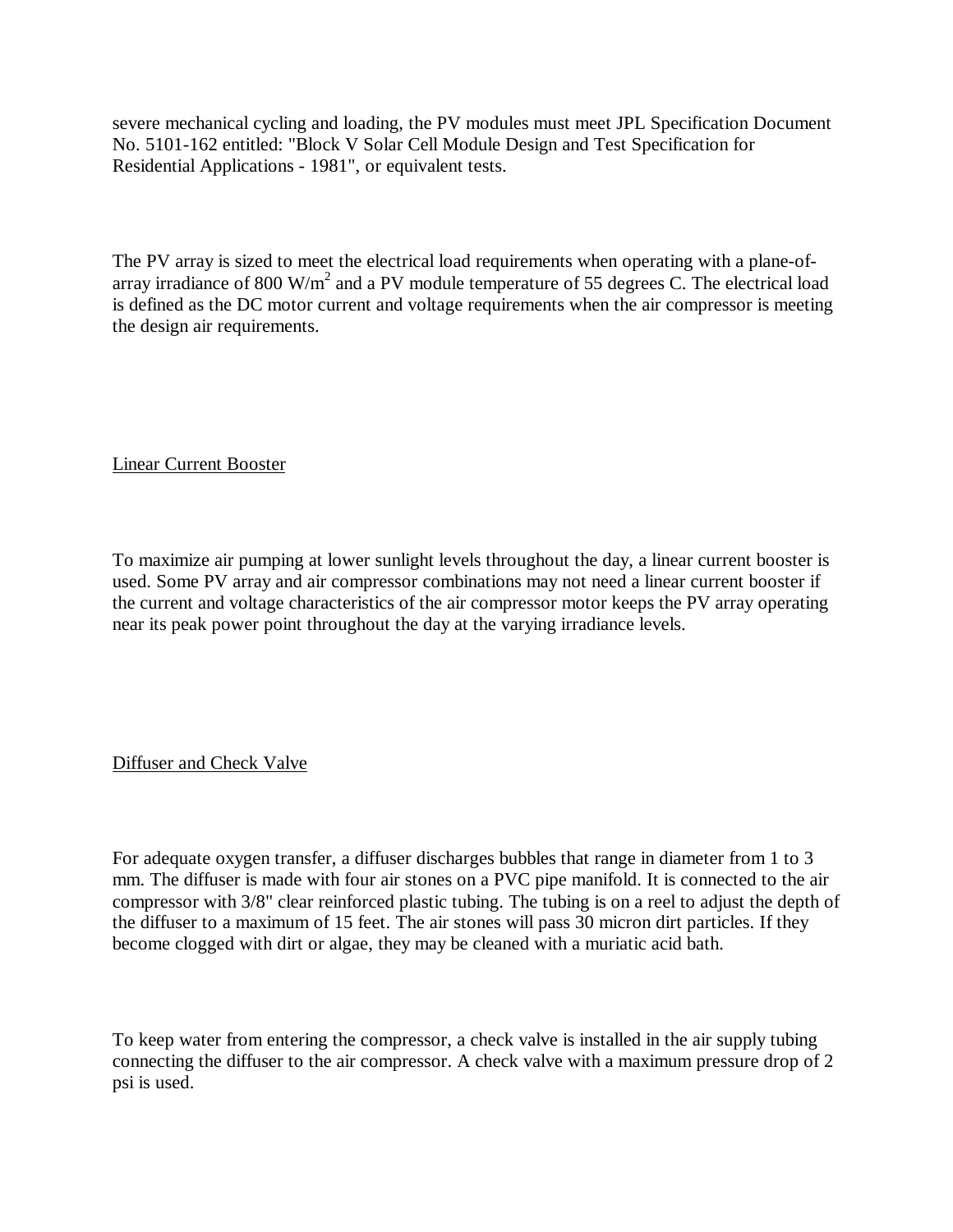severe mechanical cycling and loading, the PV modules must meet JPL Specification Document No. 5101-162 entitled: "Block V Solar Cell Module Design and Test Specification for Residential Applications - 1981", or equivalent tests.

The PV array is sized to meet the electrical load requirements when operating with a plane-of-array irradiance of 800 $W/m^2$ and a PV module temperature of 55 degrees C. The electrical load is defined as the DC motor current and voltage requirements when the air compressor is meeting the design air requirements.

## Linear Current Booster

To maximize air pumping at lower sunlight levels throughout the day, a linear current booster is used. Some PV array and air compressor combinations may not need a linear current booster if the current and voltage characteristics of the air compressor motor keeps the PV array operating near its peak power point throughout the day at the varying irradiance levels.

## Diffuser and Check Valve

For adequate oxygen transfer, a diffuser discharges bubbles that range in diameter from 1 to 3 mm. The diffuser is made with four air stones on a PVC pipe manifold. It is connected to the air compressor with 3/8" clear reinforced plastic tubing. The tubing is on a reel to adjust the depth of the diffuser to a maximum of 15 feet. The air stones will pass 30 micron dirt particles. If they become clogged with dirt or algae, they may be cleaned with a muriatic acid bath.

To keep water from entering the compressor, a check valve is installed in the air supply tubing connecting the diffuser to the air compressor. A check valve with a maximum pressure drop of 2 psi is used.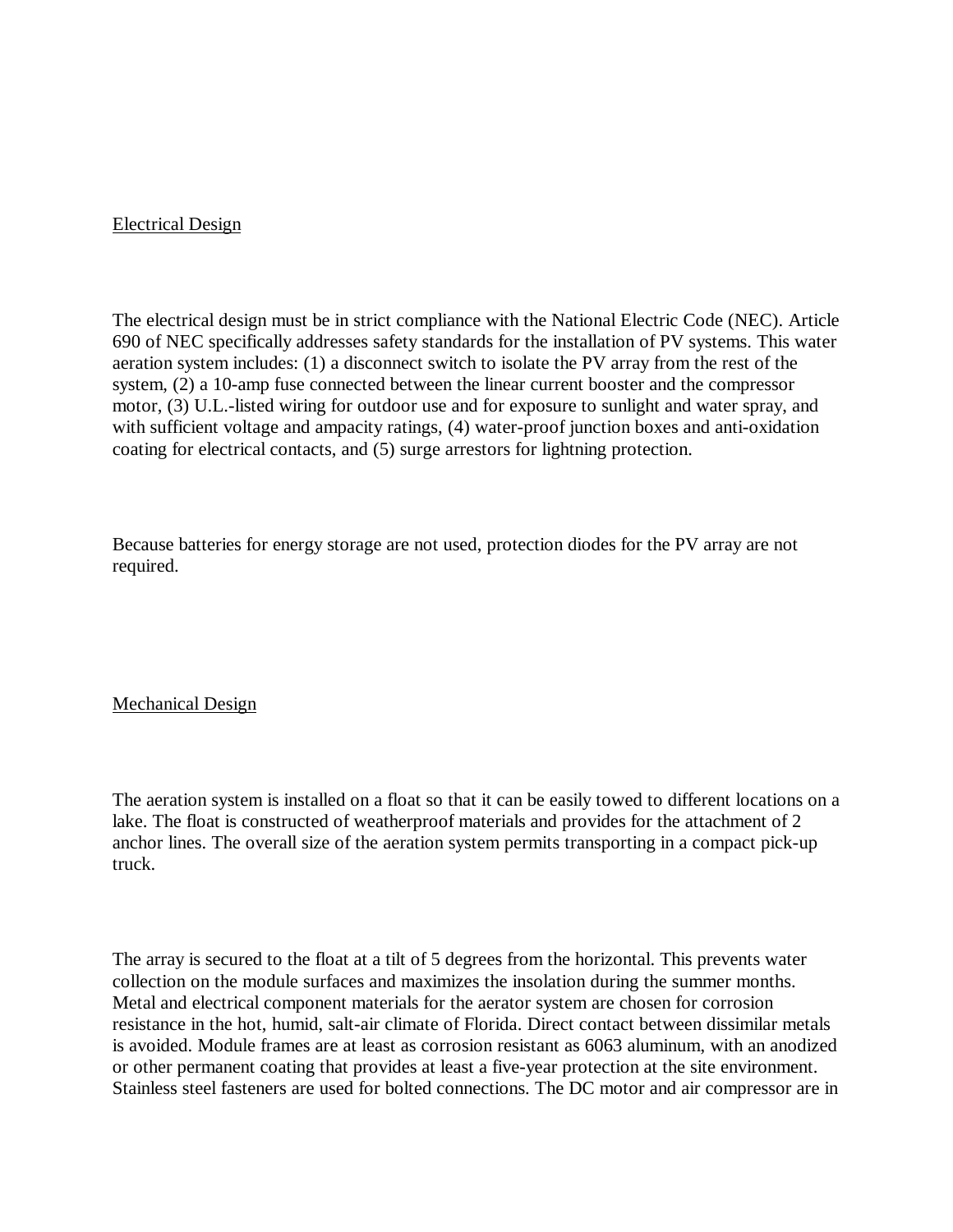## Electrical Design

The electrical design must be in strict compliance with the National Electric Code (NEC). Article 690 of NEC specifically addresses safety standards for the installation of PV systems. This water aeration system includes: (1) a disconnect switch to isolate the PV array from the rest of the system, (2) a 10-amp fuse connected between the linear current booster and the compressor motor, (3) U.L.-listed wiring for outdoor use and for exposure to sunlight and water spray, and with sufficient voltage and ampacity ratings, (4) water-proof junction boxes and anti-oxidation coating for electrical contacts, and (5) surge arrestors for lightning protection.

Because batteries for energy storage are not used, protection diodes for the PV array are not required.

## Mechanical Design

The aeration system is installed on a float so that it can be easily towed to different locations on a lake. The float is constructed of weatherproof materials and provides for the attachment of 2 anchor lines. The overall size of the aeration system permits transporting in a compact pick-up truck.

The array is secured to the float at a tilt of 5 degrees from the horizontal. This prevents water collection on the module surfaces and maximizes the insolation during the summer months. Metal and electrical component materials for the aerator system are chosen for corrosion resistance in the hot, humid, salt-air climate of Florida. Direct contact between dissimilar metals is avoided. Module frames are at least as corrosion resistant as 6063 aluminum, with an anodized or other permanent coating that provides at least a five-year protection at the site environment. Stainless steel fasteners are used for bolted connections. The DC motor and air compressor are in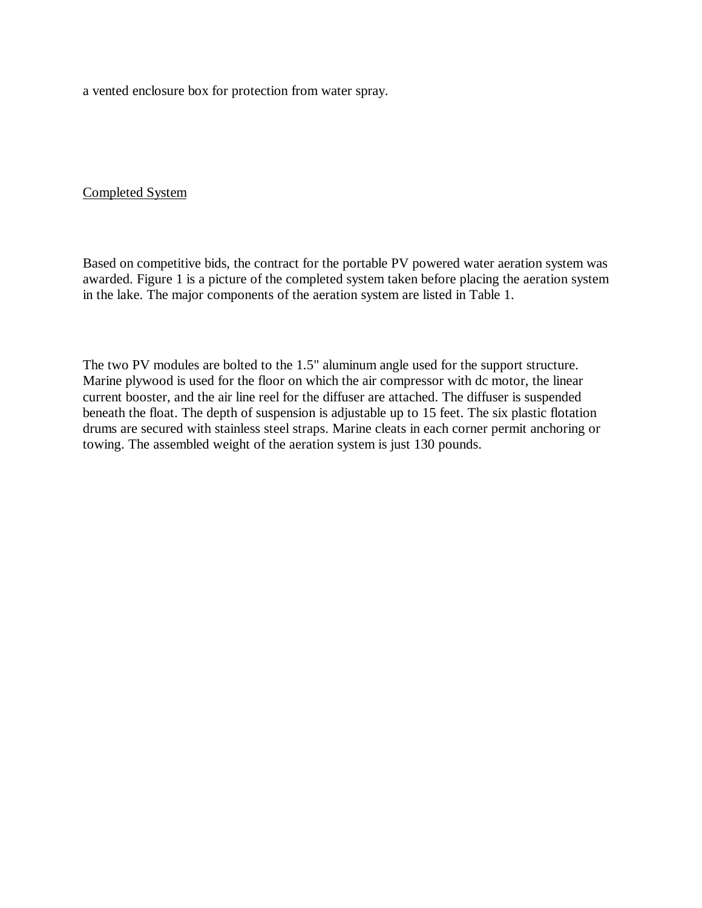a vented enclosure box for protection from water spray.

<u>Completed System</u>

Based on competitive bids, the contract for the portable PV powered water aeration system was awarded. Figure 1 is a picture of the completed system taken before placing the aeration system in the lake. The major components of the aeration system are listed in Table 1.

The two PV modules are bolted to the 1.5" aluminum angle used for the support structure. Marine plywood is used for the floor on which the air compressor with dc motor, the linear current booster, and the air line reel for the diffuser are attached. The diffuser is suspended beneath the float. The depth of suspension is adjustable up to 15 feet. The six plastic flotation drums are secured with stainless steel straps. Marine cleats in each corner permit anchoring or towing. The assembled weight of the aeration system is just 130 pounds.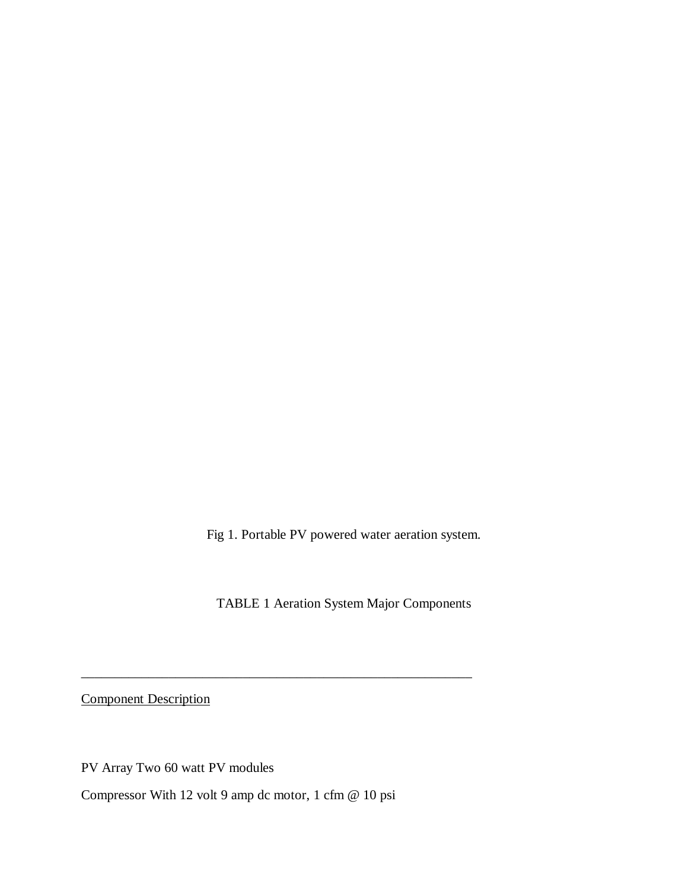Fig 1. Portable PV powered water aeration system.

TABLE 1 Aeration System Major Components

| Component | Description |
| --- | --- |
| PV Array | Two 60 watt PV modules |
| Compressor | With 12 volt 9 amp dc motor, 1 cfm @ 10 psi |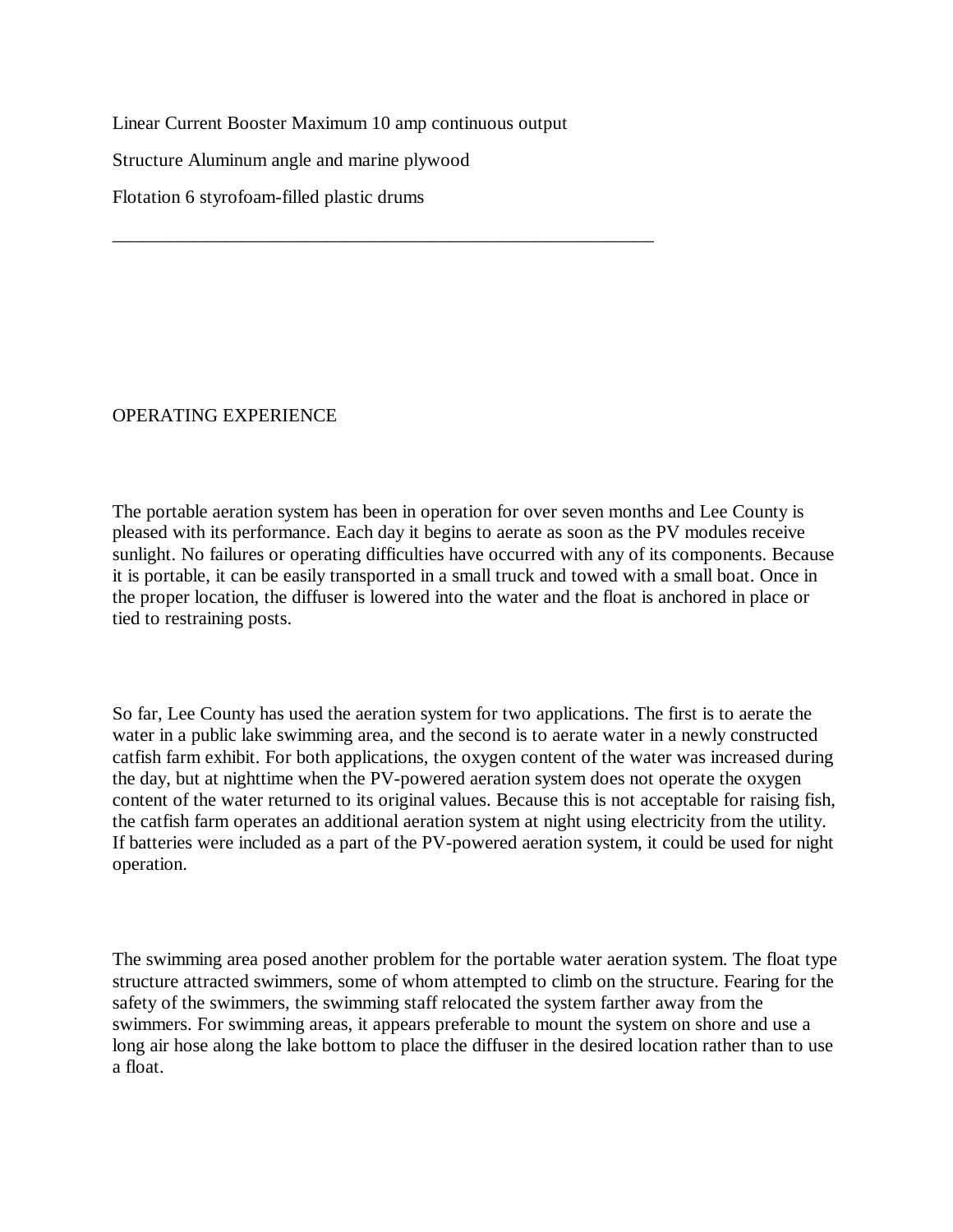Linear Current Booster Maximum 10 amp continuous output

Structure Aluminum angle and marine plywood

Flotation 6 styrofoam-filled plastic drums

___________________________________________________________

OPERATING EXPERIENCE

The portable aeration system has been in operation for over seven months and Lee County is pleased with its performance. Each day it begins to aerate as soon as the PV modules receive sunlight. No failures or operating difficulties have occurred with any of its components. Because it is portable, it can be easily transported in a small truck and towed with a small boat. Once in the proper location, the diffuser is lowered into the water and the float is anchored in place or tied to restraining posts.

So far, Lee County has used the aeration system for two applications. The first is to aerate the water in a public lake swimming area, and the second is to aerate water in a newly constructed catfish farm exhibit. For both applications, the oxygen content of the water was increased during the day, but at nighttime when the PV-powered aeration system does not operate the oxygen content of the water returned to its original values. Because this is not acceptable for raising fish, the catfish farm operates an additional aeration system at night using electricity from the utility. If batteries were included as a part of the PV-powered aeration system, it could be used for night operation.

The swimming area posed another problem for the portable water aeration system. The float type structure attracted swimmers, some of whom attempted to climb on the structure. Fearing for the safety of the swimmers, the swimming staff relocated the system farther away from the swimmers. For swimming areas, it appears preferable to mount the system on shore and use a long air hose along the lake bottom to place the diffuser in the desired location rather than to use a float.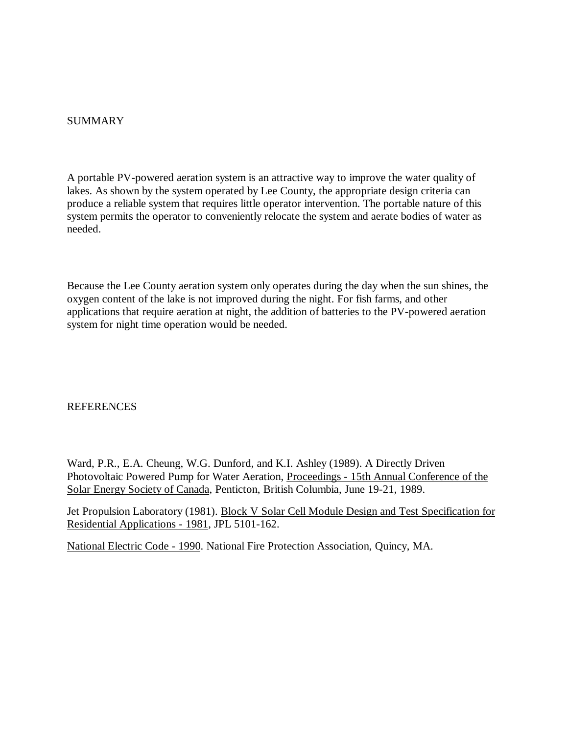## SUMMARY

A portable PV-powered aeration system is an attractive way to improve the water quality of lakes. As shown by the system operated by Lee County, the appropriate design criteria can produce a reliable system that requires little operator intervention. The portable nature of this system permits the operator to conveniently relocate the system and aerate bodies of water as needed.

Because the Lee County aeration system only operates during the day when the sun shines, the oxygen content of the lake is not improved during the night. For fish farms, and other applications that require aeration at night, the addition of batteries to the PV-powered aeration system for night time operation would be needed.

## REFERENCES

Ward, P.R., E.A. Cheung, W.G. Dunford, and K.I. Ashley (1989). A Directly Driven Photovoltaic Powered Pump for Water Aeration, Proceedings - 15th Annual Conference of the Solar Energy Society of Canada, Penticton, British Columbia, June 19-21, 1989.

Jet Propulsion Laboratory (1981). Block V Solar Cell Module Design and Test Specification for Residential Applications - 1981, JPL 5101-162.

National Electric Code - 1990. National Fire Protection Association, Quincy, MA.